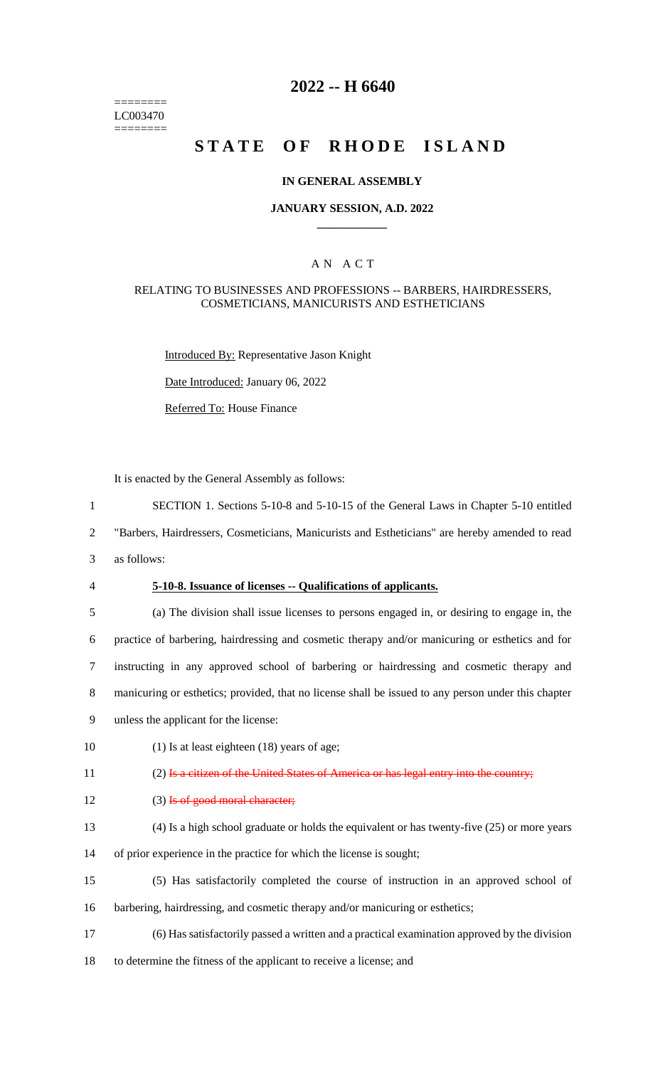========
LC003470
========

# 2022 -- H 6640

# STATE OF RHODE ISLAND

## IN GENERAL ASSEMBLY

### JANUARY SESSION, A.D. 2022

____________

### A N A C T

RELATING TO BUSINESSES AND PROFESSIONS -- BARBERS, HAIRDRESSERS, COSMETICIANS, MANICURISTS AND ESTHETICIANS

Introduced By: Representative Jason Knight

Date Introduced: January 06, 2022

Referred To: House Finance

It is enacted by the General Assembly as follows:

1 SECTION 1. Sections 5-10-8 and 5-10-15 of the General Laws in Chapter 5-10 entitled
2 "Barbers, Hairdressers, Cosmeticians, Manicurists and Estheticians" are hereby amended to read
3 as follows:

4 **5-10-8. Issuance of licenses -- Qualifications of applicants.**

5 (a) The division shall issue licenses to persons engaged in, or desiring to engage in, the
6 practice of barbering, hairdressing and cosmetic therapy and/or manicuring or esthetics and for
7 instructing in any approved school of barbering or hairdressing and cosmetic therapy and
8 manicuring or esthetics; provided, that no license shall be issued to any person under this chapter
9 unless the applicant for the license:

10 (1) Is at least eighteen (18) years of age;

11 (2) ~~Is a citizen of the United States of America or has legal entry into the country;~~

12 (3) ~~Is of good moral character;~~

13 (4) Is a high school graduate or holds the equivalent or has twenty-five (25) or more years
14 of prior experience in the practice for which the license is sought;

15 (5) Has satisfactorily completed the course of instruction in an approved school of
16 barbering, hairdressing, and cosmetic therapy and/or manicuring or esthetics;

17 (6) Has satisfactorily passed a written and a practical examination approved by the division
18 to determine the fitness of the applicant to receive a license; and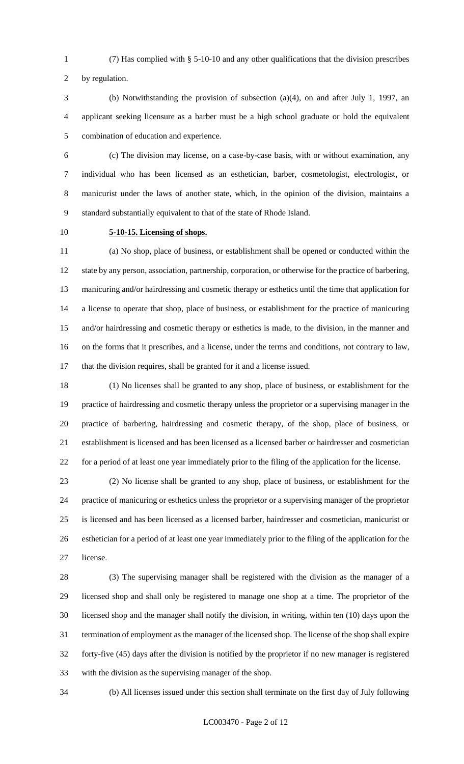(7) Has complied with § 5-10-10 and any other qualifications that the division prescribes by regulation.

(b) Notwithstanding the provision of subsection (a)(4), on and after July 1, 1997, an applicant seeking licensure as a barber must be a high school graduate or hold the equivalent combination of education and experience.

(c) The division may license, on a case-by-case basis, with or without examination, any individual who has been licensed as an esthetician, barber, cosmetologist, electrologist, or manicurist under the laws of another state, which, in the opinion of the division, maintains a standard substantially equivalent to that of the state of Rhode Island.

**5-10-15. Licensing of shops.**

(a) No shop, place of business, or establishment shall be opened or conducted within the state by any person, association, partnership, corporation, or otherwise for the practice of barbering, manicuring and/or hairdressing and cosmetic therapy or esthetics until the time that application for a license to operate that shop, place of business, or establishment for the practice of manicuring and/or hairdressing and cosmetic therapy or esthetics is made, to the division, in the manner and on the forms that it prescribes, and a license, under the terms and conditions, not contrary to law, that the division requires, shall be granted for it and a license issued.

(1) No licenses shall be granted to any shop, place of business, or establishment for the practice of hairdressing and cosmetic therapy unless the proprietor or a supervising manager in the practice of barbering, hairdressing and cosmetic therapy, of the shop, place of business, or establishment is licensed and has been licensed as a licensed barber or hairdresser and cosmetician for a period of at least one year immediately prior to the filing of the application for the license.

(2) No license shall be granted to any shop, place of business, or establishment for the practice of manicuring or esthetics unless the proprietor or a supervising manager of the proprietor is licensed and has been licensed as a licensed barber, hairdresser and cosmetician, manicurist or esthetician for a period of at least one year immediately prior to the filing of the application for the license.

(3) The supervising manager shall be registered with the division as the manager of a licensed shop and shall only be registered to manage one shop at a time. The proprietor of the licensed shop and the manager shall notify the division, in writing, within ten (10) days upon the termination of employment as the manager of the licensed shop. The license of the shop shall expire forty-five (45) days after the division is notified by the proprietor if no new manager is registered with the division as the supervising manager of the shop.

(b) All licenses issued under this section shall terminate on the first day of July following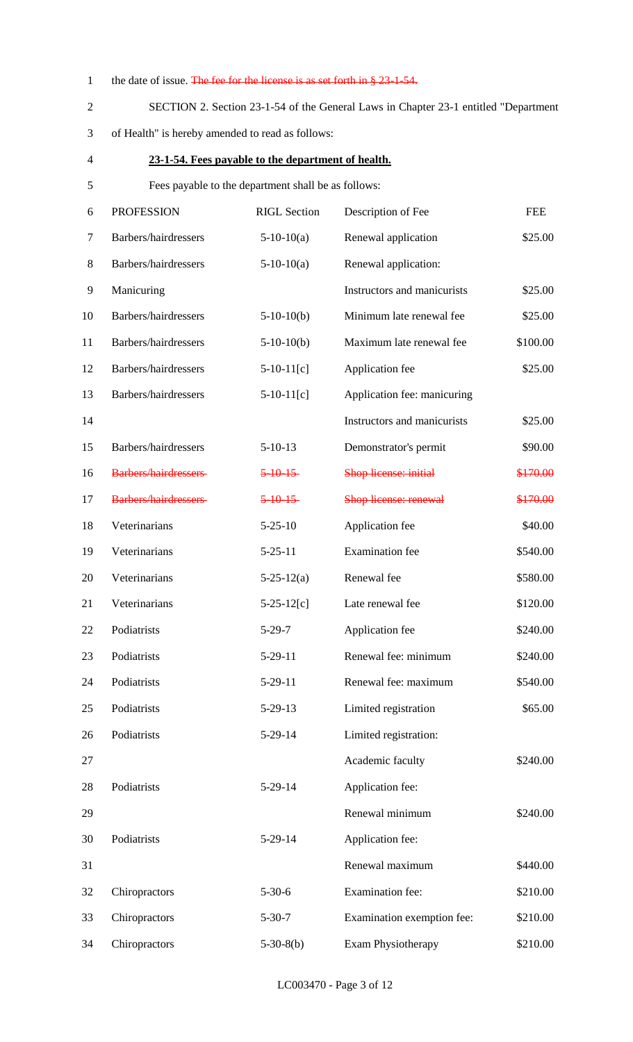the date of issue. ~~The fee for the license is as set forth in § 23-1-54.~~

SECTION 2. Section 23-1-54 of the General Laws in Chapter 23-1 entitled "Department of Health" is hereby amended to read as follows:

**23-1-54. Fees payable to the department of health.**

Fees payable to the department shall be as follows:

| PROFESSION | RIGL Section | Description of Fee | FEE |
|---|---|---|---|
| Barbers/hairdressers | 5-10-10(a) | Renewal application | $25.00 |
| Barbers/hairdressers | 5-10-10(a) | Renewal application: | |
| Manicuring | | Instructors and manicurists | $25.00 |
| Barbers/hairdressers | 5-10-10(b) | Minimum late renewal fee | $25.00 |
| Barbers/hairdressers | 5-10-10(b) | Maximum late renewal fee | $100.00 |
| Barbers/hairdressers | 5-10-11[c] | Application fee | $25.00 |
| Barbers/hairdressers | 5-10-11[c] | Application fee: manicuring | |
| | | Instructors and manicurists | $25.00 |
| Barbers/hairdressers | 5-10-13 | Demonstrator's permit | $90.00 |
| ~~Barbers/hairdressers~~ | ~~5-10-15~~ | ~~Shop license: initial~~ | ~~$170.00~~ |
| ~~Barbers/hairdressers~~ | ~~5-10-15~~ | ~~Shop license: renewal~~ | ~~$170.00~~ |
| Veterinarians | 5-25-10 | Application fee | $40.00 |
| Veterinarians | 5-25-11 | Examination fee | $540.00 |
| Veterinarians | 5-25-12(a) | Renewal fee | $580.00 |
| Veterinarians | 5-25-12[c] | Late renewal fee | $120.00 |
| Podiatrists | 5-29-7 | Application fee | $240.00 |
| Podiatrists | 5-29-11 | Renewal fee: minimum | $240.00 |
| Podiatrists | 5-29-11 | Renewal fee: maximum | $540.00 |
| Podiatrists | 5-29-13 | Limited registration | $65.00 |
| Podiatrists | 5-29-14 | Limited registration: | |
| | | Academic faculty | $240.00 |
| Podiatrists | 5-29-14 | Application fee: | |
| | | Renewal minimum | $240.00 |
| Podiatrists | 5-29-14 | Application fee: | |
| | | Renewal maximum | $440.00 |
| Chiropractors | 5-30-6 | Examination fee: | $210.00 |
| Chiropractors | 5-30-7 | Examination exemption fee: | $210.00 |
| Chiropractors | 5-30-8(b) | Exam Physiotherapy | $210.00 |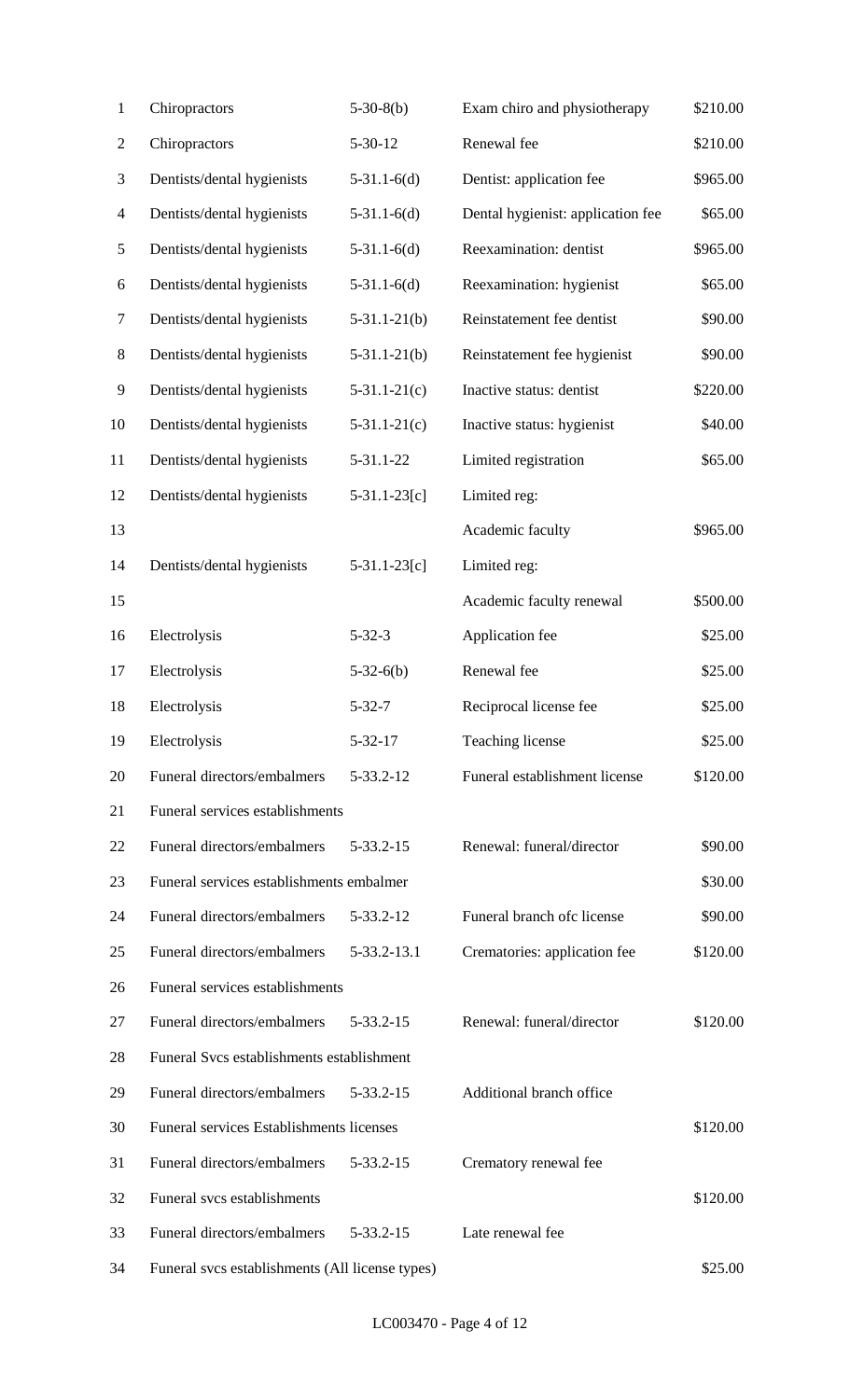| | | | | |
|---|---|---|---|---|
| 1 | Chiropractors | 5-30-8(b) | Exam chiro and physiotherapy | $210.00 |
| 2 | Chiropractors | 5-30-12 | Renewal fee | $210.00 |
| 3 | Dentists/dental hygienists | 5-31.1-6(d) | Dentist: application fee | $965.00 |
| 4 | Dentists/dental hygienists | 5-31.1-6(d) | Dental hygienist: application fee | $65.00 |
| 5 | Dentists/dental hygienists | 5-31.1-6(d) | Reexamination: dentist | $965.00 |
| 6 | Dentists/dental hygienists | 5-31.1-6(d) | Reexamination: hygienist | $65.00 |
| 7 | Dentists/dental hygienists | 5-31.1-21(b) | Reinstatement fee dentist | $90.00 |
| 8 | Dentists/dental hygienists | 5-31.1-21(b) | Reinstatement fee hygienist | $90.00 |
| 9 | Dentists/dental hygienists | 5-31.1-21(c) | Inactive status: dentist | $220.00 |
| 10 | Dentists/dental hygienists | 5-31.1-21(c) | Inactive status: hygienist | $40.00 |
| 11 | Dentists/dental hygienists | 5-31.1-22 | Limited registration | $65.00 |
| 12 | Dentists/dental hygienists | 5-31.1-23[c] | Limited reg: | |
| 13 | | | Academic faculty | $965.00 |
| 14 | Dentists/dental hygienists | 5-31.1-23[c] | Limited reg: | |
| 15 | | | Academic faculty renewal | $500.00 |
| 16 | Electrolysis | 5-32-3 | Application fee | $25.00 |
| 17 | Electrolysis | 5-32-6(b) | Renewal fee | $25.00 |
| 18 | Electrolysis | 5-32-7 | Reciprocal license fee | $25.00 |
| 19 | Electrolysis | 5-32-17 | Teaching license | $25.00 |
| 20 | Funeral directors/embalmers | 5-33.2-12 | Funeral establishment license | $120.00 |
| 21 | Funeral services establishments | | | |
| 22 | Funeral directors/embalmers | 5-33.2-15 | Renewal: funeral/director | $90.00 |
| 23 | Funeral services establishments embalmer | | | $30.00 |
| 24 | Funeral directors/embalmers | 5-33.2-12 | Funeral branch ofc license | $90.00 |
| 25 | Funeral directors/embalmers | 5-33.2-13.1 | Crematories: application fee | $120.00 |
| 26 | Funeral services establishments | | | |
| 27 | Funeral directors/embalmers | 5-33.2-15 | Renewal: funeral/director | $120.00 |
| 28 | Funeral Svcs establishments establishment | | | |
| 29 | Funeral directors/embalmers | 5-33.2-15 | Additional branch office | |
| 30 | Funeral services Establishments licenses | | | $120.00 |
| 31 | Funeral directors/embalmers | 5-33.2-15 | Crematory renewal fee | |
| 32 | Funeral svcs establishments | | | $120.00 |
| 33 | Funeral directors/embalmers | 5-33.2-15 | Late renewal fee | |
| 34 | Funeral svcs establishments (All license types) | | | $25.00 |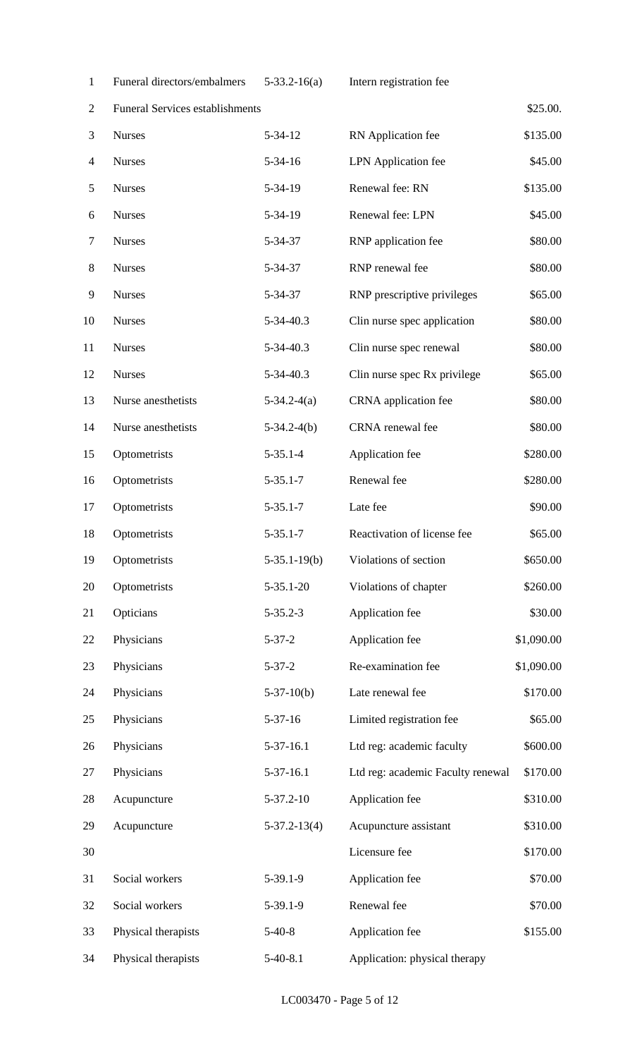| | | | |
|---|---|---|---|
| Funeral directors/embalmers | 5-33.2-16(a) | Intern registration fee | |
| Funeral Services establishments | | | $25.00. |
| Nurses | 5-34-12 | RN Application fee | $135.00 |
| Nurses | 5-34-16 | LPN Application fee | $45.00 |
| Nurses | 5-34-19 | Renewal fee: RN | $135.00 |
| Nurses | 5-34-19 | Renewal fee: LPN | $45.00 |
| Nurses | 5-34-37 | RNP application fee | $80.00 |
| Nurses | 5-34-37 | RNP renewal fee | $80.00 |
| Nurses | 5-34-37 | RNP prescriptive privileges | $65.00 |
| Nurses | 5-34-40.3 | Clin nurse spec application | $80.00 |
| Nurses | 5-34-40.3 | Clin nurse spec renewal | $80.00 |
| Nurses | 5-34-40.3 | Clin nurse spec Rx privilege | $65.00 |
| Nurse anesthetists | 5-34.2-4(a) | CRNA application fee | $80.00 |
| Nurse anesthetists | 5-34.2-4(b) | CRNA renewal fee | $80.00 |
| Optometrists | 5-35.1-4 | Application fee | $280.00 |
| Optometrists | 5-35.1-7 | Renewal fee | $280.00 |
| Optometrists | 5-35.1-7 | Late fee | $90.00 |
| Optometrists | 5-35.1-7 | Reactivation of license fee | $65.00 |
| Optometrists | 5-35.1-19(b) | Violations of section | $650.00 |
| Optometrists | 5-35.1-20 | Violations of chapter | $260.00 |
| Opticians | 5-35.2-3 | Application fee | $30.00 |
| Physicians | 5-37-2 | Application fee | $1,090.00 |
| Physicians | 5-37-2 | Re-examination fee | $1,090.00 |
| Physicians | 5-37-10(b) | Late renewal fee | $170.00 |
| Physicians | 5-37-16 | Limited registration fee | $65.00 |
| Physicians | 5-37-16.1 | Ltd reg: academic faculty | $600.00 |
| Physicians | 5-37-16.1 | Ltd reg: academic Faculty renewal | $170.00 |
| Acupuncture | 5-37.2-10 | Application fee | $310.00 |
| Acupuncture | 5-37.2-13(4) | Acupuncture assistant | $310.00 |
| | | Licensure fee | $170.00 |
| Social workers | 5-39.1-9 | Application fee | $70.00 |
| Social workers | 5-39.1-9 | Renewal fee | $70.00 |
| Physical therapists | 5-40-8 | Application fee | $155.00 |
| Physical therapists | 5-40-8.1 | Application: physical therapy | |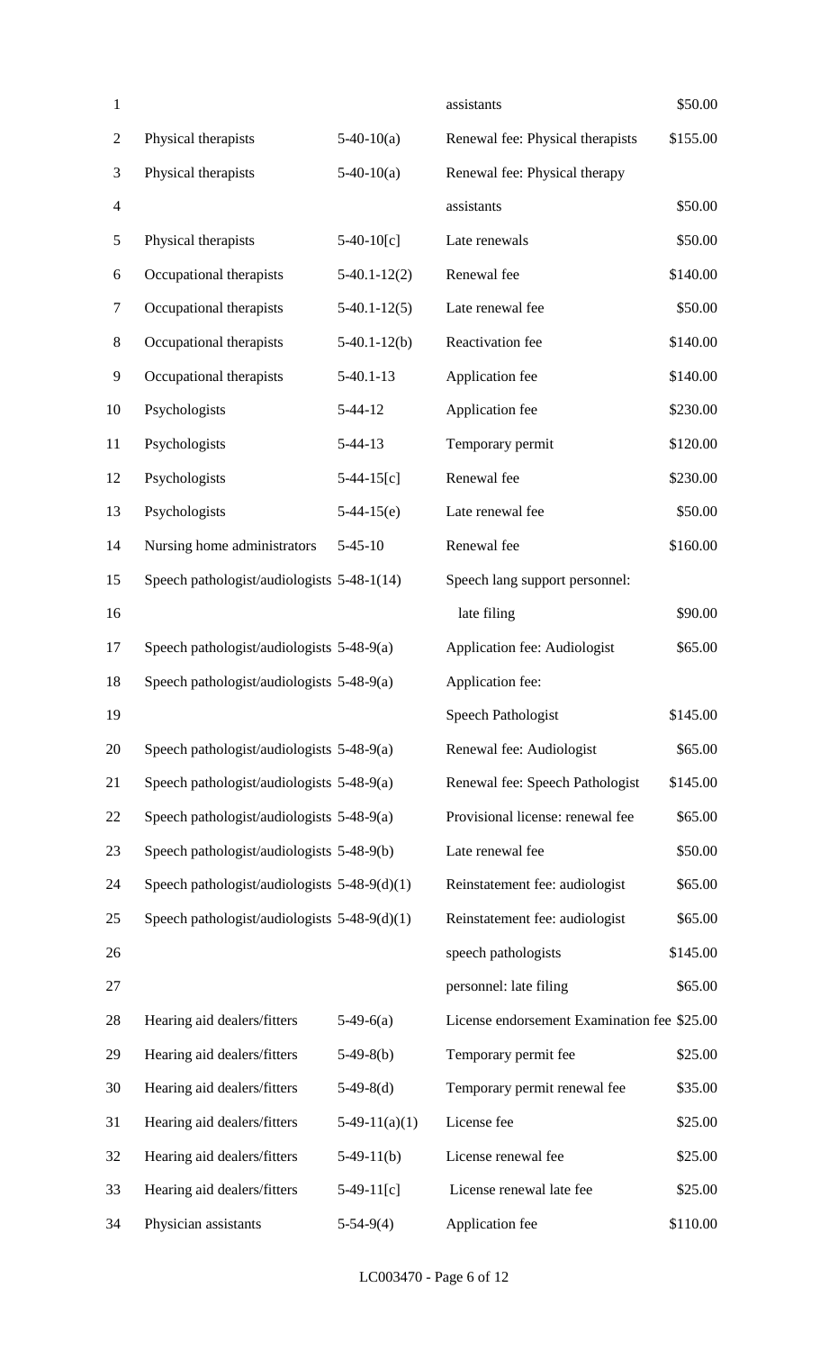| | | | |
|---|---|---|---|
| | | assistants | $50.00 |
| Physical therapists | 5-40-10(a) | Renewal fee: Physical therapists | $155.00 |
| Physical therapists | 5-40-10(a) | Renewal fee: Physical therapy assistants | $50.00 |
| Physical therapists | 5-40-10[c] | Late renewals | $50.00 |
| Occupational therapists | 5-40.1-12(2) | Renewal fee | $140.00 |
| Occupational therapists | 5-40.1-12(5) | Late renewal fee | $50.00 |
| Occupational therapists | 5-40.1-12(b) | Reactivation fee | $140.00 |
| Occupational therapists | 5-40.1-13 | Application fee | $140.00 |
| Psychologists | 5-44-12 | Application fee | $230.00 |
| Psychologists | 5-44-13 | Temporary permit | $120.00 |
| Psychologists | 5-44-15[c] | Renewal fee | $230.00 |
| Psychologists | 5-44-15(e) | Late renewal fee | $50.00 |
| Nursing home administrators | 5-45-10 | Renewal fee | $160.00 |
| Speech pathologist/audiologists | 5-48-1(14) | Speech lang support personnel: late filing | $90.00 |
| Speech pathologist/audiologists | 5-48-9(a) | Application fee: Audiologist | $65.00 |
| Speech pathologist/audiologists | 5-48-9(a) | Application fee: Speech Pathologist | $145.00 |
| Speech pathologist/audiologists | 5-48-9(a) | Renewal fee: Audiologist | $65.00 |
| Speech pathologist/audiologists | 5-48-9(a) | Renewal fee: Speech Pathologist | $145.00 |
| Speech pathologist/audiologists | 5-48-9(a) | Provisional license: renewal fee | $65.00 |
| Speech pathologist/audiologists | 5-48-9(b) | Late renewal fee | $50.00 |
| Speech pathologist/audiologists | 5-48-9(d)(1) | Reinstatement fee: audiologist | $65.00 |
| Speech pathologist/audiologists | 5-48-9(d)(1) | Reinstatement fee: audiologist | $65.00 |
| | | speech pathologists | $145.00 |
| | | personnel: late filing | $65.00 |
| Hearing aid dealers/fitters | 5-49-6(a) | License endorsement Examination fee | $25.00 |
| Hearing aid dealers/fitters | 5-49-8(b) | Temporary permit fee | $25.00 |
| Hearing aid dealers/fitters | 5-49-8(d) | Temporary permit renewal fee | $35.00 |
| Hearing aid dealers/fitters | 5-49-11(a)(1) | License fee | $25.00 |
| Hearing aid dealers/fitters | 5-49-11(b) | License renewal fee | $25.00 |
| Hearing aid dealers/fitters | 5-49-11[c] | License renewal late fee | $25.00 |
| Physician assistants | 5-54-9(4) | Application fee | $110.00 |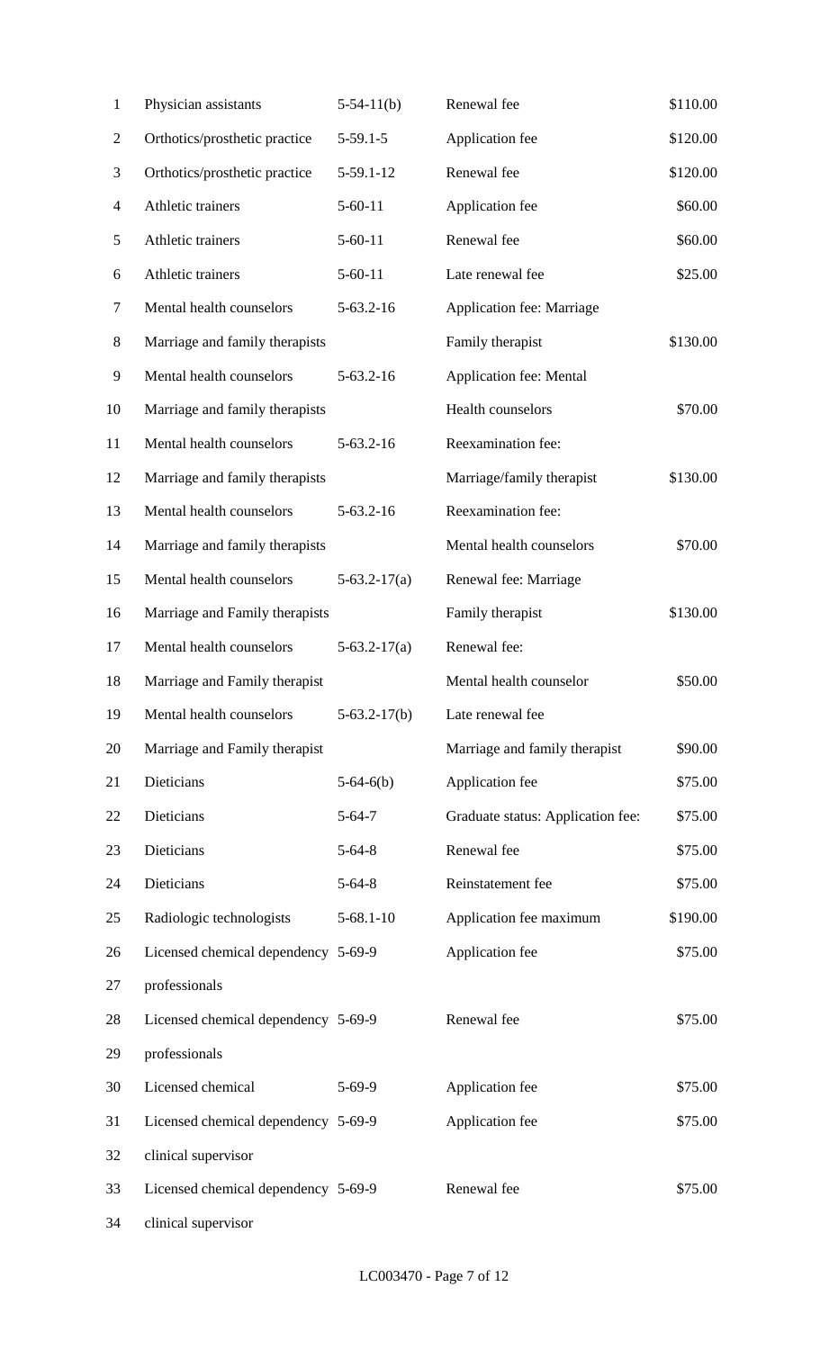| | | | |
|---|---|---|---|
| Physician assistants | 5-54-11(b) | Renewal fee | $110.00 |
| Orthotics/prosthetic practice | 5-59.1-5 | Application fee | $120.00 |
| Orthotics/prosthetic practice | 5-59.1-12 | Renewal fee | $120.00 |
| Athletic trainers | 5-60-11 | Application fee | $60.00 |
| Athletic trainers | 5-60-11 | Renewal fee | $60.00 |
| Athletic trainers | 5-60-11 | Late renewal fee | $25.00 |
| Mental health counselors Marriage and family therapists | 5-63.2-16 | Application fee: Marriage Family therapist | $130.00 |
| Mental health counselors Marriage and family therapists | 5-63.2-16 | Application fee: Mental Health counselors | $70.00 |
| Mental health counselors Marriage and family therapists | 5-63.2-16 | Reexamination fee: Marriage/family therapist | $130.00 |
| Mental health counselors Marriage and family therapists | 5-63.2-16 | Reexamination fee: Mental health counselors | $70.00 |
| Mental health counselors Marriage and Family therapists | 5-63.2-17(a) | Renewal fee: Marriage Family therapist | $130.00 |
| Mental health counselors Marriage and Family therapist | 5-63.2-17(a) | Renewal fee: Mental health counselor | $50.00 |
| Mental health counselors Marriage and Family therapist | 5-63.2-17(b) | Late renewal fee Marriage and family therapist | $90.00 |
| Dieticians | 5-64-6(b) | Application fee | $75.00 |
| Dieticians | 5-64-7 | Graduate status: Application fee: | $75.00 |
| Dieticians | 5-64-8 | Renewal fee | $75.00 |
| Dieticians | 5-64-8 | Reinstatement fee | $75.00 |
| Radiologic technologists | 5-68.1-10 | Application fee maximum | $190.00 |
| Licensed chemical dependency professionals | 5-69-9 | Application fee | $75.00 |
| Licensed chemical dependency professionals | 5-69-9 | Renewal fee | $75.00 |
| Licensed chemical | 5-69-9 | Application fee | $75.00 |
| Licensed chemical dependency clinical supervisor | 5-69-9 | Application fee | $75.00 |
| Licensed chemical dependency clinical supervisor | 5-69-9 | Renewal fee | $75.00 |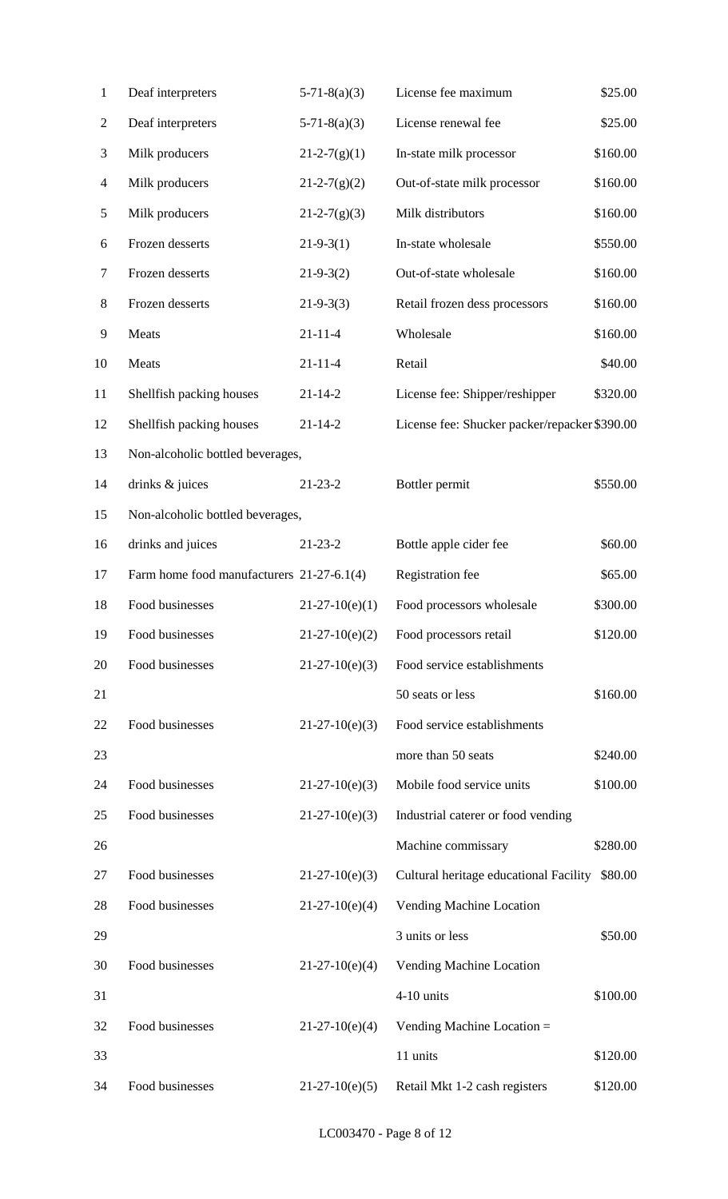| | | | |
|---|---|---|---|
| Deaf interpreters | 5-71-8(a)(3) | License fee maximum | $25.00 |
| Deaf interpreters | 5-71-8(a)(3) | License renewal fee | $25.00 |
| Milk producers | 21-2-7(g)(1) | In-state milk processor | $160.00 |
| Milk producers | 21-2-7(g)(2) | Out-of-state milk processor | $160.00 |
| Milk producers | 21-2-7(g)(3) | Milk distributors | $160.00 |
| Frozen desserts | 21-9-3(1) | In-state wholesale | $550.00 |
| Frozen desserts | 21-9-3(2) | Out-of-state wholesale | $160.00 |
| Frozen desserts | 21-9-3(3) | Retail frozen dess processors | $160.00 |
| Meats | 21-11-4 | Wholesale | $160.00 |
| Meats | 21-11-4 | Retail | $40.00 |
| Shellfish packing houses | 21-14-2 | License fee: Shipper/reshipper | $320.00 |
| Shellfish packing houses | 21-14-2 | License fee: Shucker packer/repacker | $390.00 |
| Non-alcoholic bottled beverages, drinks & juices | 21-23-2 | Bottler permit | $550.00 |
| Non-alcoholic bottled beverages, drinks and juices | 21-23-2 | Bottle apple cider fee | $60.00 |
| Farm home food manufacturers | 21-27-6.1(4) | Registration fee | $65.00 |
| Food businesses | 21-27-10(e)(1) | Food processors wholesale | $300.00 |
| Food businesses | 21-27-10(e)(2) | Food processors retail | $120.00 |
| Food businesses | 21-27-10(e)(3) | Food service establishments 50 seats or less | $160.00 |
| Food businesses | 21-27-10(e)(3) | Food service establishments more than 50 seats | $240.00 |
| Food businesses | 21-27-10(e)(3) | Mobile food service units | $100.00 |
| Food businesses | 21-27-10(e)(3) | Industrial caterer or food vending Machine commissary | $280.00 |
| Food businesses | 21-27-10(e)(3) | Cultural heritage educational Facility | $80.00 |
| Food businesses | 21-27-10(e)(4) | Vending Machine Location 3 units or less | $50.00 |
| Food businesses | 21-27-10(e)(4) | Vending Machine Location 4-10 units | $100.00 |
| Food businesses | 21-27-10(e)(4) | Vending Machine Location = 11 units | $120.00 |
| Food businesses | 21-27-10(e)(5) | Retail Mkt 1-2 cash registers | $120.00 |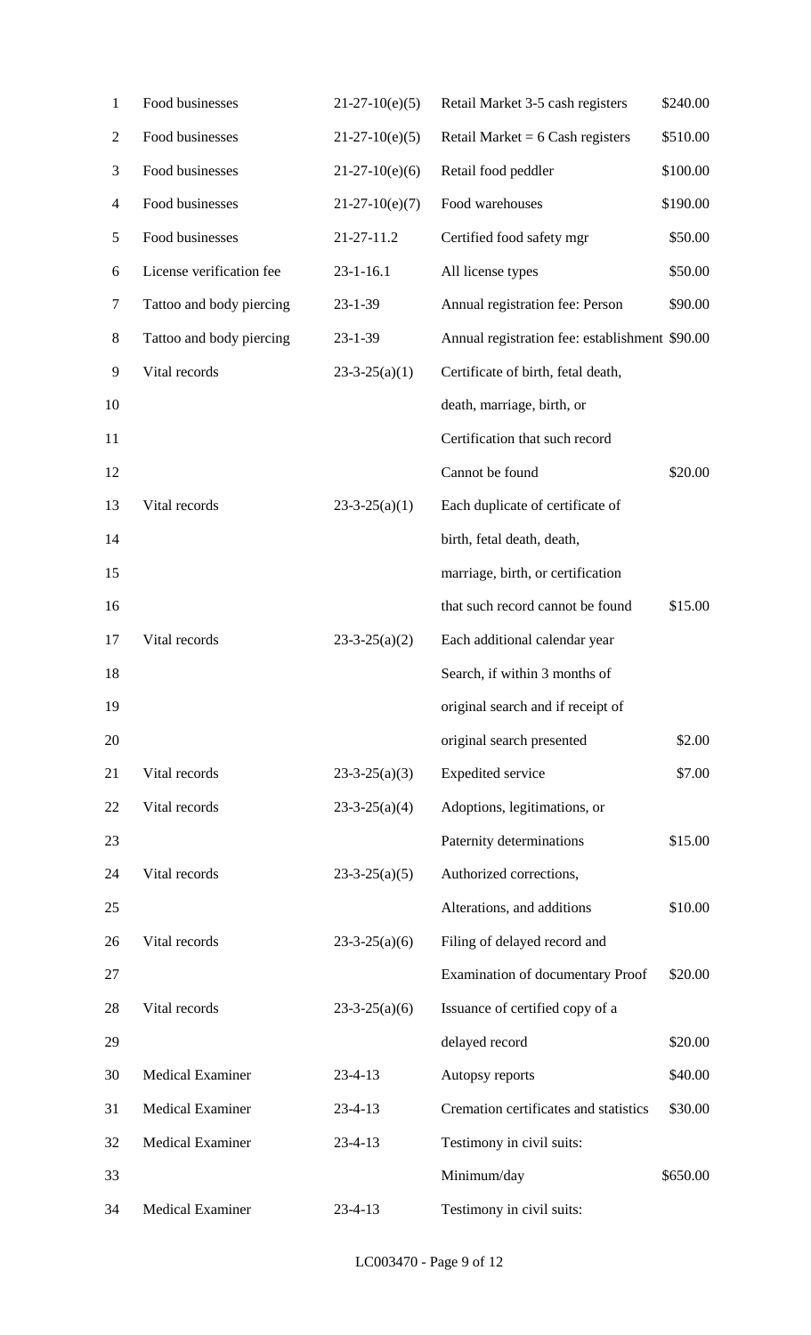| | | | |
|---|---|---|---|
| Food businesses | 21-27-10(e)(5) | Retail Market 3-5 cash registers | $240.00 |
| Food businesses | 21-27-10(e)(5) | Retail Market = 6 Cash registers | $510.00 |
| Food businesses | 21-27-10(e)(6) | Retail food peddler | $100.00 |
| Food businesses | 21-27-10(e)(7) | Food warehouses | $190.00 |
| Food businesses | 21-27-11.2 | Certified food safety mgr | $50.00 |
| License verification fee | 23-1-16.1 | All license types | $50.00 |
| Tattoo and body piercing | 23-1-39 | Annual registration fee: Person | $90.00 |
| Tattoo and body piercing | 23-1-39 | Annual registration fee: establishment | $90.00 |
| Vital records | 23-3-25(a)(1) | Certificate of birth, fetal death, death, marriage, birth, or Certification that such record Cannot be found | $20.00 |
| Vital records | 23-3-25(a)(1) | Each duplicate of certificate of birth, fetal death, death, marriage, birth, or certification that such record cannot be found | $15.00 |
| Vital records | 23-3-25(a)(2) | Each additional calendar year Search, if within 3 months of original search and if receipt of original search presented | $2.00 |
| Vital records | 23-3-25(a)(3) | Expedited service | $7.00 |
| Vital records | 23-3-25(a)(4) | Adoptions, legitimations, or Paternity determinations | $15.00 |
| Vital records | 23-3-25(a)(5) | Authorized corrections, Alterations, and additions | $10.00 |
| Vital records | 23-3-25(a)(6) | Filing of delayed record and Examination of documentary Proof | $20.00 |
| Vital records | 23-3-25(a)(6) | Issuance of certified copy of a delayed record | $20.00 |
| Medical Examiner | 23-4-13 | Autopsy reports | $40.00 |
| Medical Examiner | 23-4-13 | Cremation certificates and statistics | $30.00 |
| Medical Examiner | 23-4-13 | Testimony in civil suits: Minimum/day | $650.00 |
| Medical Examiner | 23-4-13 | Testimony in civil suits: | |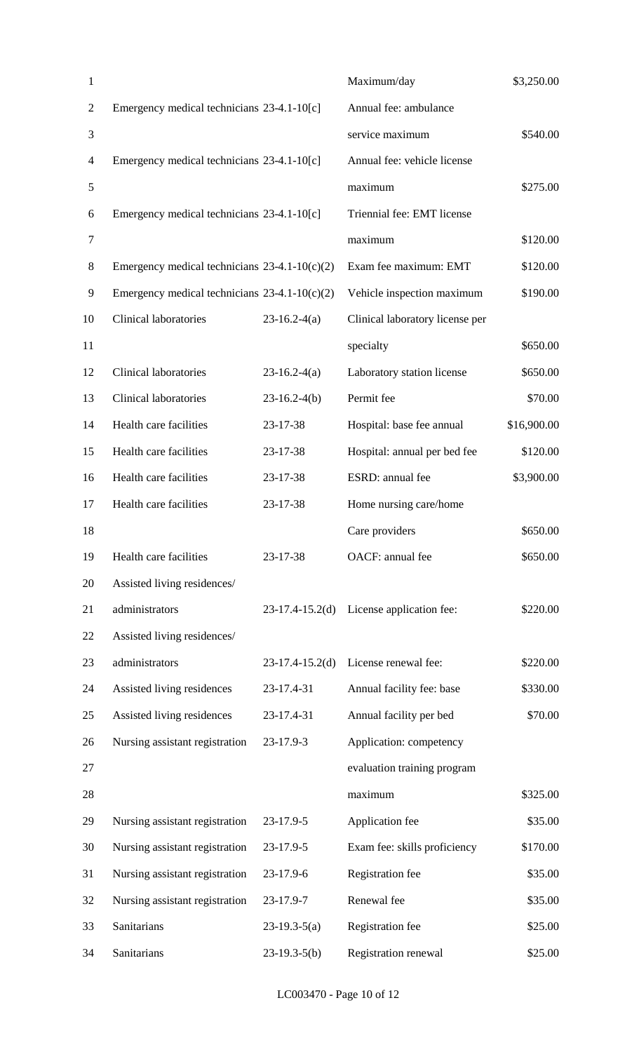| | | | |
|---|---|---|---|
| | | Maximum/day | $3,250.00 |
| Emergency medical technicians | 23-4.1-10[c] | Annual fee: ambulance service maximum | $540.00 |
| Emergency medical technicians | 23-4.1-10[c] | Annual fee: vehicle license maximum | $275.00 |
| Emergency medical technicians | 23-4.1-10[c] | Triennial fee: EMT license maximum | $120.00 |
| Emergency medical technicians | 23-4.1-10(c)(2) | Exam fee maximum: EMT | $120.00 |
| Emergency medical technicians | 23-4.1-10(c)(2) | Vehicle inspection maximum | $190.00 |
| Clinical laboratories | 23-16.2-4(a) | Clinical laboratory license per specialty | $650.00 |
| Clinical laboratories | 23-16.2-4(a) | Laboratory station license | $650.00 |
| Clinical laboratories | 23-16.2-4(b) | Permit fee | $70.00 |
| Health care facilities | 23-17-38 | Hospital: base fee annual | $16,900.00 |
| Health care facilities | 23-17-38 | Hospital: annual per bed fee | $120.00 |
| Health care facilities | 23-17-38 | ESRD: annual fee | $3,900.00 |
| Health care facilities | 23-17-38 | Home nursing care/home Care providers | $650.00 |
| Health care facilities | 23-17-38 | OACF: annual fee | $650.00 |
| Assisted living residences/ administrators | 23-17.4-15.2(d) | License application fee: | $220.00 |
| Assisted living residences/ administrators | 23-17.4-15.2(d) | License renewal fee: | $220.00 |
| Assisted living residences | 23-17.4-31 | Annual facility fee: base | $330.00 |
| Assisted living residences | 23-17.4-31 | Annual facility per bed | $70.00 |
| Nursing assistant registration | 23-17.9-3 | Application: competency evaluation training program maximum | $325.00 |
| Nursing assistant registration | 23-17.9-5 | Application fee | $35.00 |
| Nursing assistant registration | 23-17.9-5 | Exam fee: skills proficiency | $170.00 |
| Nursing assistant registration | 23-17.9-6 | Registration fee | $35.00 |
| Nursing assistant registration | 23-17.9-7 | Renewal fee | $35.00 |
| Sanitarians | 23-19.3-5(a) | Registration fee | $25.00 |
| Sanitarians | 23-19.3-5(b) | Registration renewal | $25.00 |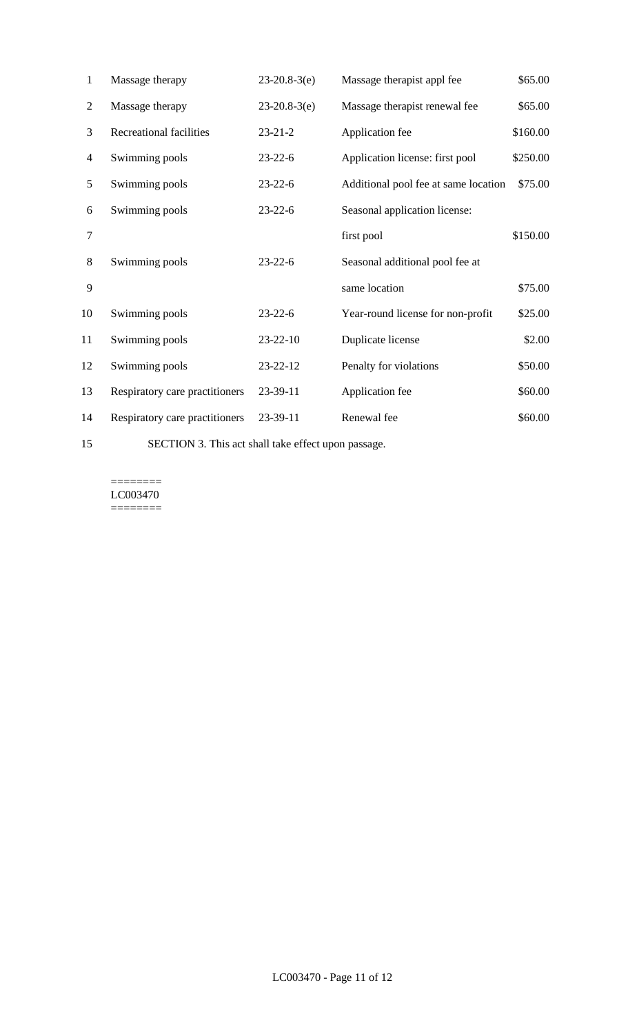| | | | |
|---|---|---|---|
| Massage therapy | 23-20.8-3(e) | Massage therapist appl fee | $65.00 |
| Massage therapy | 23-20.8-3(e) | Massage therapist renewal fee | $65.00 |
| Recreational facilities | 23-21-2 | Application fee | $160.00 |
| Swimming pools | 23-22-6 | Application license: first pool | $250.00 |
| Swimming pools | 23-22-6 | Additional pool fee at same location | $75.00 |
| Swimming pools | 23-22-6 | Seasonal application license: first pool | $150.00 |
| Swimming pools | 23-22-6 | Seasonal additional pool fee at same location | $75.00 |
| Swimming pools | 23-22-6 | Year-round license for non-profit | $25.00 |
| Swimming pools | 23-22-10 | Duplicate license | $2.00 |
| Swimming pools | 23-22-12 | Penalty for violations | $50.00 |
| Respiratory care practitioners | 23-39-11 | Application fee | $60.00 |
| Respiratory care practitioners | 23-39-11 | Renewal fee | $60.00 |

SECTION 3. This act shall take effect upon passage.

========
LC003470
========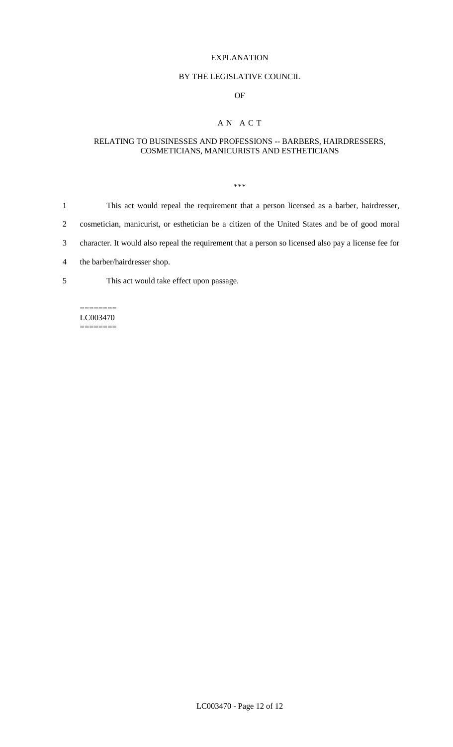EXPLANATION

BY THE LEGISLATIVE COUNCIL

OF

# A N A C T

RELATING TO BUSINESSES AND PROFESSIONS -- BARBERS, HAIRDRESSERS, COSMETICIANS, MANICURISTS AND ESTHETICIANS

\*\*\*

1 This act would repeal the requirement that a person licensed as a barber, hairdresser,
2 cosmetician, manicurist, or esthetician be a citizen of the United States and be of good moral
3 character. It would also repeal the requirement that a person so licensed also pay a license fee for
4 the barber/hairdresser shop.
5 This act would take effect upon passage.

========
LC003470
========